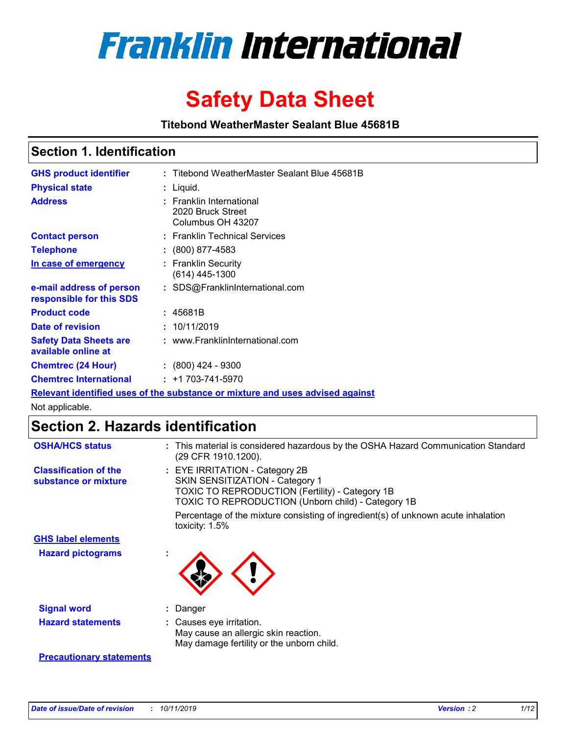# Franklin International

# Safety Data Sheet

**Titebond WeatherMaster Sealant Blue 45681B**

## Section 1. Identification

| | |
|---|---|
| **GHS product identifier** | : Titebond WeatherMaster Sealant Blue 45681B |
| **Physical state** | : Liquid. |
| **Address** | : Franklin International<br>2020 Bruck Street<br>Columbus OH 43207 |
| **Contact person** | : Franklin Technical Services |
| **Telephone** | : (800) 877-4583 |
| **In case of emergency** | : Franklin Security<br>(614) 445-1300 |
| **e-mail address of person responsible for this SDS** | : SDS@FranklinInternational.com |
| **Product code** | : 45681B |
| **Date of revision** | : 10/11/2019 |
| **Safety Data Sheets are available online at** | : www.FranklinInternational.com |
| **Chemtrec (24 Hour)** | : (800) 424 - 9300 |
| **Chemtrec International** | : +1 703-741-5970 |

**Relevant identified uses of the substance or mixture and uses advised against**

Not applicable.

## Section 2. Hazards identification

**OSHA/HCS status** : This material is considered hazardous by the OSHA Hazard Communication Standard (29 CFR 1910.1200).

**Classification of the substance or mixture** : EYE IRRITATION - Category 2B
SKIN SENSITIZATION - Category 1
TOXIC TO REPRODUCTION (Fertility) - Category 1B
TOXIC TO REPRODUCTION (Unborn child) - Category 1B

Percentage of the mixture consisting of ingredient(s) of unknown acute inhalation toxicity: 1.5%

**GHS label elements**

**Hazard pictograms** :

**Signal word** : Danger

**Hazard statements** : Causes eye irritation.
May cause an allergic skin reaction.
May damage fertility or the unborn child.

**Precautionary statements**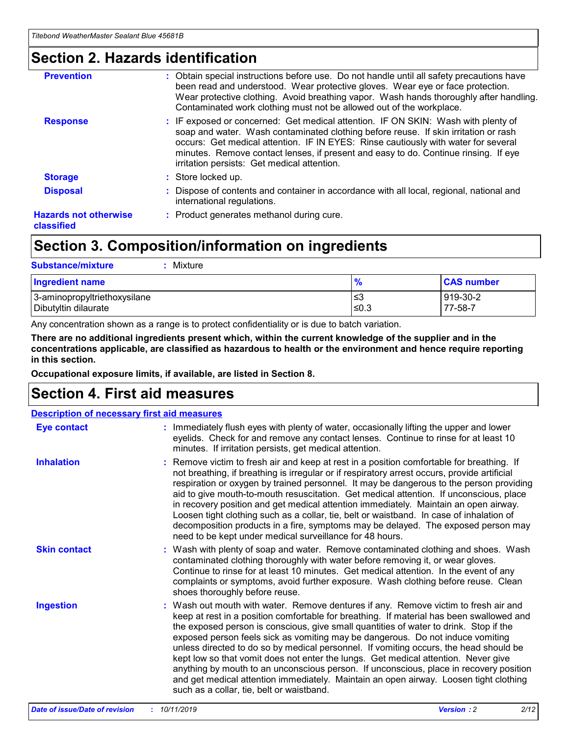## Section 2. Hazards identification

**Prevention** : Obtain special instructions before use. Do not handle until all safety precautions have been read and understood. Wear protective gloves. Wear eye or face protection. Wear protective clothing. Avoid breathing vapor. Wash hands thoroughly after handling. Contaminated work clothing must not be allowed out of the workplace.

**Response** : IF exposed or concerned: Get medical attention. IF ON SKIN: Wash with plenty of soap and water. Wash contaminated clothing before reuse. If skin irritation or rash occurs: Get medical attention. IF IN EYES: Rinse cautiously with water for several minutes. Remove contact lenses, if present and easy to do. Continue rinsing. If eye irritation persists: Get medical attention.

**Storage** : Store locked up.

**Disposal** : Dispose of contents and container in accordance with all local, regional, national and international regulations.

**Hazards not otherwise classified** : Product generates methanol during cure.

## Section 3. Composition/information on ingredients

**Substance/mixture** : Mixture

| Ingredient name | % | CAS number |
|---|---|---|
| 3-aminopropyltriethoxysilane | ≤3 | 919-30-2 |
| Dibutyltin dilaurate | ≤0.3 | 77-58-7 |

Any concentration shown as a range is to protect confidentiality or is due to batch variation.

**There are no additional ingredients present which, within the current knowledge of the supplier and in the concentrations applicable, are classified as hazardous to health or the environment and hence require reporting in this section.**

**Occupational exposure limits, if available, are listed in Section 8.**

## Section 4. First aid measures

**Description of necessary first aid measures**

**Eye contact** : Immediately flush eyes with plenty of water, occasionally lifting the upper and lower eyelids. Check for and remove any contact lenses. Continue to rinse for at least 10 minutes. If irritation persists, get medical attention.

**Inhalation** : Remove victim to fresh air and keep at rest in a position comfortable for breathing. If not breathing, if breathing is irregular or if respiratory arrest occurs, provide artificial respiration or oxygen by trained personnel. It may be dangerous to the person providing aid to give mouth-to-mouth resuscitation. Get medical attention. If unconscious, place in recovery position and get medical attention immediately. Maintain an open airway. Loosen tight clothing such as a collar, tie, belt or waistband. In case of inhalation of decomposition products in a fire, symptoms may be delayed. The exposed person may need to be kept under medical surveillance for 48 hours.

**Skin contact** : Wash with plenty of soap and water. Remove contaminated clothing and shoes. Wash contaminated clothing thoroughly with water before removing it, or wear gloves. Continue to rinse for at least 10 minutes. Get medical attention. In the event of any complaints or symptoms, avoid further exposure. Wash clothing before reuse. Clean shoes thoroughly before reuse.

**Ingestion** : Wash out mouth with water. Remove dentures if any. Remove victim to fresh air and keep at rest in a position comfortable for breathing. If material has been swallowed and the exposed person is conscious, give small quantities of water to drink. Stop if the exposed person feels sick as vomiting may be dangerous. Do not induce vomiting unless directed to do so by medical personnel. If vomiting occurs, the head should be kept low so that vomit does not enter the lungs. Get medical attention. Never give anything by mouth to an unconscious person. If unconscious, place in recovery position and get medical attention immediately. Maintain an open airway. Loosen tight clothing such as a collar, tie, belt or waistband.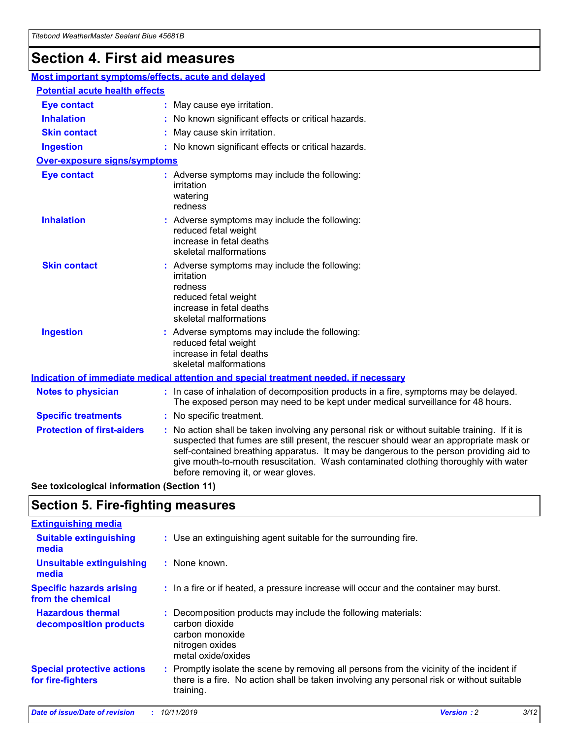# Section 4. First aid measures

## Most important symptoms/effects, acute and delayed

### Potential acute health effects

**Eye contact** : May cause eye irritation.

**Inhalation** : No known significant effects or critical hazards.

**Skin contact** : May cause skin irritation.

**Ingestion** : No known significant effects or critical hazards.

### Over-exposure signs/symptoms

**Eye contact** : Adverse symptoms may include the following:
irritation
watering
redness

**Inhalation** : Adverse symptoms may include the following:
reduced fetal weight
increase in fetal deaths
skeletal malformations

**Skin contact** : Adverse symptoms may include the following:
irritation
redness
reduced fetal weight
increase in fetal deaths
skeletal malformations

**Ingestion** : Adverse symptoms may include the following:
reduced fetal weight
increase in fetal deaths
skeletal malformations

## Indication of immediate medical attention and special treatment needed, if necessary

**Notes to physician** : In case of inhalation of decomposition products in a fire, symptoms may be delayed. The exposed person may need to be kept under medical surveillance for 48 hours.

**Specific treatments** : No specific treatment.

**Protection of first-aiders** : No action shall be taken involving any personal risk or without suitable training. If it is suspected that fumes are still present, the rescuer should wear an appropriate mask or self-contained breathing apparatus. It may be dangerous to the person providing aid to give mouth-to-mouth resuscitation. Wash contaminated clothing thoroughly with water before removing it, or wear gloves.

**See toxicological information (Section 11)**

# Section 5. Fire-fighting measures

## Extinguishing media

**Suitable extinguishing media** : Use an extinguishing agent suitable for the surrounding fire.

**Unsuitable extinguishing media** : None known.

**Specific hazards arising from the chemical** : In a fire or if heated, a pressure increase will occur and the container may burst.

**Hazardous thermal decomposition products** : Decomposition products may include the following materials:
carbon dioxide
carbon monoxide
nitrogen oxides
metal oxide/oxides

**Special protective actions for fire-fighters** : Promptly isolate the scene by removing all persons from the vicinity of the incident if there is a fire. No action shall be taken involving any personal risk or without suitable training.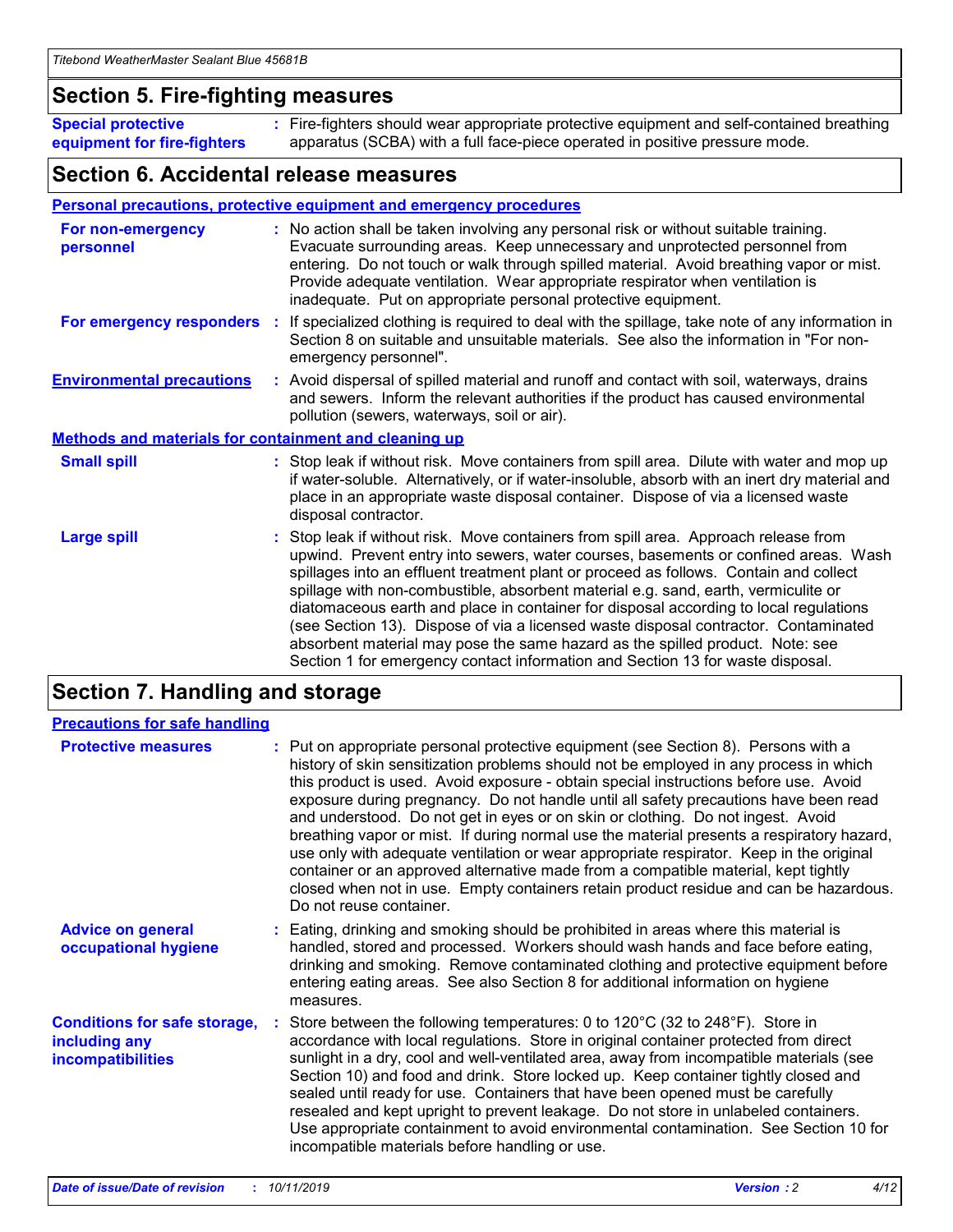## Section 5. Fire-fighting measures

**Special protective equipment for fire-fighters** : Fire-fighters should wear appropriate protective equipment and self-contained breathing apparatus (SCBA) with a full face-piece operated in positive pressure mode.

## Section 6. Accidental release measures

### Personal precautions, protective equipment and emergency procedures

**For non-emergency personnel** : No action shall be taken involving any personal risk or without suitable training. Evacuate surrounding areas. Keep unnecessary and unprotected personnel from entering. Do not touch or walk through spilled material. Avoid breathing vapor or mist. Provide adequate ventilation. Wear appropriate respirator when ventilation is inadequate. Put on appropriate personal protective equipment.

**For emergency responders** : If specialized clothing is required to deal with the spillage, take note of any information in Section 8 on suitable and unsuitable materials. See also the information in "For non-emergency personnel".

**Environmental precautions** : Avoid dispersal of spilled material and runoff and contact with soil, waterways, drains and sewers. Inform the relevant authorities if the product has caused environmental pollution (sewers, waterways, soil or air).

### Methods and materials for containment and cleaning up

**Small spill** : Stop leak if without risk. Move containers from spill area. Dilute with water and mop up if water-soluble. Alternatively, or if water-insoluble, absorb with an inert dry material and place in an appropriate waste disposal container. Dispose of via a licensed waste disposal contractor.

**Large spill** : Stop leak if without risk. Move containers from spill area. Approach release from upwind. Prevent entry into sewers, water courses, basements or confined areas. Wash spillages into an effluent treatment plant or proceed as follows. Contain and collect spillage with non-combustible, absorbent material e.g. sand, earth, vermiculite or diatomaceous earth and place in container for disposal according to local regulations (see Section 13). Dispose of via a licensed waste disposal contractor. Contaminated absorbent material may pose the same hazard as the spilled product. Note: see Section 1 for emergency contact information and Section 13 for waste disposal.

## Section 7. Handling and storage

### Precautions for safe handling

**Protective measures** : Put on appropriate personal protective equipment (see Section 8). Persons with a history of skin sensitization problems should not be employed in any process in which this product is used. Avoid exposure - obtain special instructions before use. Avoid exposure during pregnancy. Do not handle until all safety precautions have been read and understood. Do not get in eyes or on skin or clothing. Do not ingest. Avoid breathing vapor or mist. If during normal use the material presents a respiratory hazard, use only with adequate ventilation or wear appropriate respirator. Keep in the original container or an approved alternative made from a compatible material, kept tightly closed when not in use. Empty containers retain product residue and can be hazardous. Do not reuse container.

**Advice on general occupational hygiene** : Eating, drinking and smoking should be prohibited in areas where this material is handled, stored and processed. Workers should wash hands and face before eating, drinking and smoking. Remove contaminated clothing and protective equipment before entering eating areas. See also Section 8 for additional information on hygiene measures.

**Conditions for safe storage, including any incompatibilities** : Store between the following temperatures: 0 to 120°C (32 to 248°F). Store in accordance with local regulations. Store in original container protected from direct sunlight in a dry, cool and well-ventilated area, away from incompatible materials (see Section 10) and food and drink. Store locked up. Keep container tightly closed and sealed until ready for use. Containers that have been opened must be carefully resealed and kept upright to prevent leakage. Do not store in unlabeled containers. Use appropriate containment to avoid environmental contamination. See Section 10 for incompatible materials before handling or use.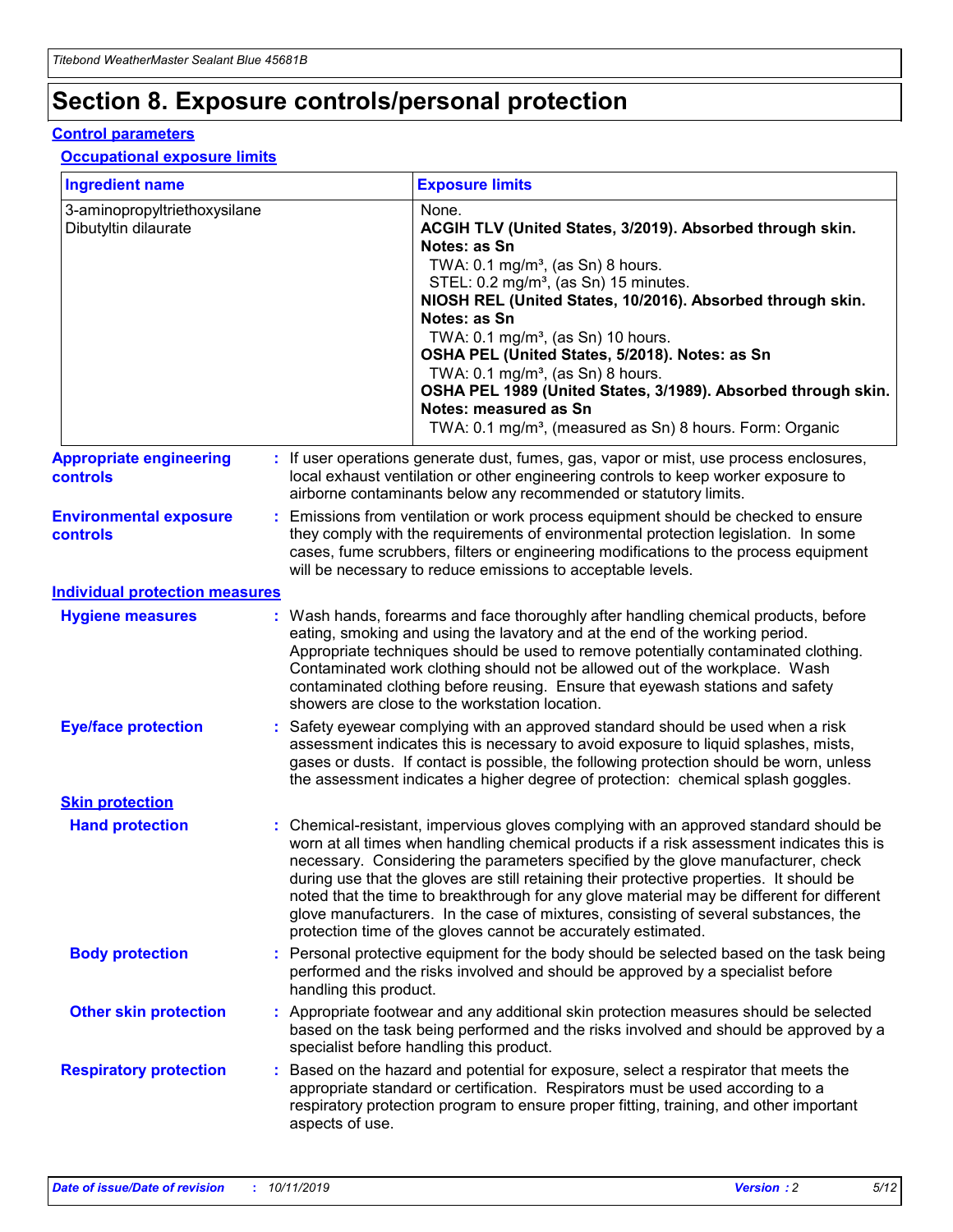# Section 8. Exposure controls/personal protection

## Control parameters

### Occupational exposure limits

| Ingredient name | Exposure limits |
|---|---|
| 3-aminopropyltriethoxysilane<br>Dibutyltin dilaurate | None.<br>**ACGIH TLV (United States, 3/2019). Absorbed through skin. Notes: as Sn**<br>TWA: 0.1 mg/m³, (as Sn) 8 hours.<br>STEL: 0.2 mg/m³, (as Sn) 15 minutes.<br>**NIOSH REL (United States, 10/2016). Absorbed through skin. Notes: as Sn**<br>TWA: 0.1 mg/m³, (as Sn) 10 hours.<br>**OSHA PEL (United States, 5/2018). Notes: as Sn**<br>TWA: 0.1 mg/m³, (as Sn) 8 hours.<br>**OSHA PEL 1989 (United States, 3/1989). Absorbed through skin. Notes: measured as Sn**<br>TWA: 0.1 mg/m³, (measured as Sn) 8 hours. Form: Organic |

**Appropriate engineering controls** : If user operations generate dust, fumes, gas, vapor or mist, use process enclosures, local exhaust ventilation or other engineering controls to keep worker exposure to airborne contaminants below any recommended or statutory limits.

**Environmental exposure controls** : Emissions from ventilation or work process equipment should be checked to ensure they comply with the requirements of environmental protection legislation. In some cases, fume scrubbers, filters or engineering modifications to the process equipment will be necessary to reduce emissions to acceptable levels.

## Individual protection measures

**Hygiene measures** : Wash hands, forearms and face thoroughly after handling chemical products, before eating, smoking and using the lavatory and at the end of the working period. Appropriate techniques should be used to remove potentially contaminated clothing. Contaminated work clothing should not be allowed out of the workplace. Wash contaminated clothing before reusing. Ensure that eyewash stations and safety showers are close to the workstation location.

**Eye/face protection** : Safety eyewear complying with an approved standard should be used when a risk assessment indicates this is necessary to avoid exposure to liquid splashes, mists, gases or dusts. If contact is possible, the following protection should be worn, unless the assessment indicates a higher degree of protection: chemical splash goggles.

### Skin protection

**Hand protection** : Chemical-resistant, impervious gloves complying with an approved standard should be worn at all times when handling chemical products if a risk assessment indicates this is necessary. Considering the parameters specified by the glove manufacturer, check during use that the gloves are still retaining their protective properties. It should be noted that the time to breakthrough for any glove material may be different for different glove manufacturers. In the case of mixtures, consisting of several substances, the protection time of the gloves cannot be accurately estimated.

**Body protection** : Personal protective equipment for the body should be selected based on the task being performed and the risks involved and should be approved by a specialist before handling this product.

**Other skin protection** : Appropriate footwear and any additional skin protection measures should be selected based on the task being performed and the risks involved and should be approved by a specialist before handling this product.

**Respiratory protection** : Based on the hazard and potential for exposure, select a respirator that meets the appropriate standard or certification. Respirators must be used according to a respiratory protection program to ensure proper fitting, training, and other important aspects of use.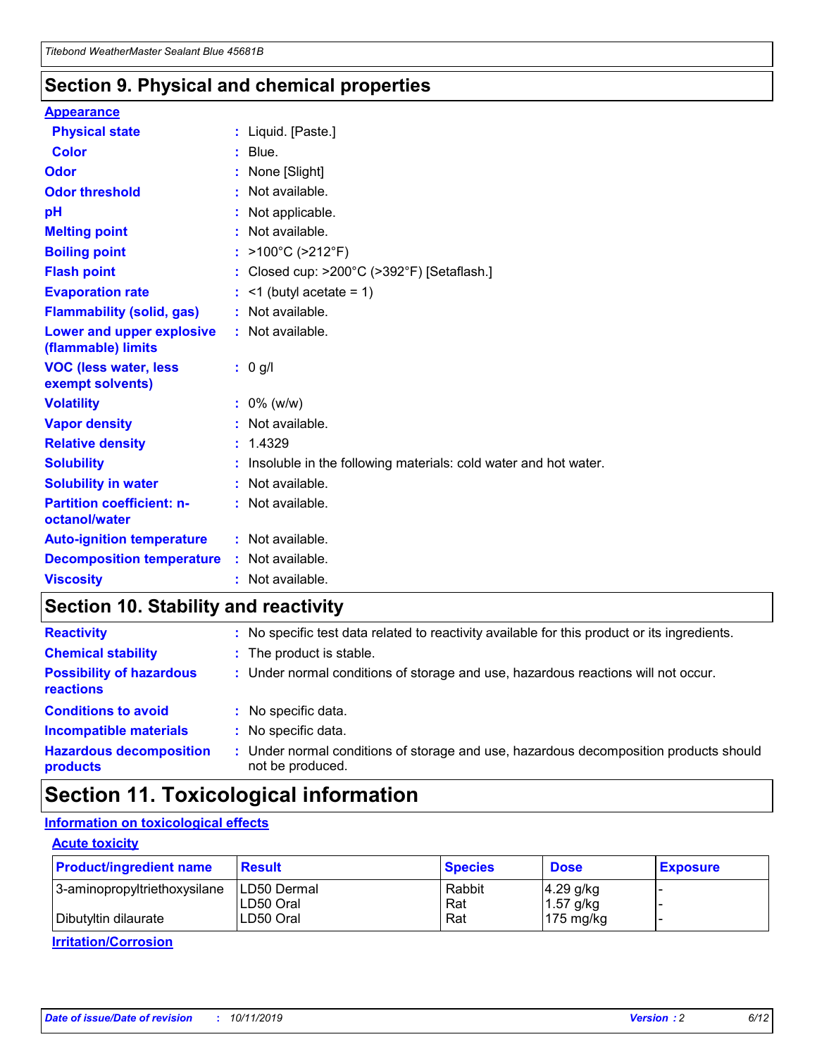## Section 9. Physical and chemical properties

### Appearance

| | |
|---|---|
| **Physical state** | : Liquid. [Paste.] |
| **Color** | : Blue. |
| **Odor** | : None [Slight] |
| **Odor threshold** | : Not available. |
| **pH** | : Not applicable. |
| **Melting point** | : Not available. |
| **Boiling point** | : >100°C (>212°F) |
| **Flash point** | : Closed cup: >200°C (>392°F) [Setaflash.] |
| **Evaporation rate** | : <1 (butyl acetate = 1) |
| **Flammability (solid, gas)** | : Not available. |
| **Lower and upper explosive (flammable) limits** | : Not available. |
| **VOC (less water, less exempt solvents)** | : 0 g/l |
| **Volatility** | : 0% (w/w) |
| **Vapor density** | : Not available. |
| **Relative density** | : 1.4329 |
| **Solubility** | : Insoluble in the following materials: cold water and hot water. |
| **Solubility in water** | : Not available. |
| **Partition coefficient: n-octanol/water** | : Not available. |
| **Auto-ignition temperature** | : Not available. |
| **Decomposition temperature** | : Not available. |
| **Viscosity** | : Not available. |

## Section 10. Stability and reactivity

| | |
|---|---|
| **Reactivity** | : No specific test data related to reactivity available for this product or its ingredients. |
| **Chemical stability** | : The product is stable. |
| **Possibility of hazardous reactions** | : Under normal conditions of storage and use, hazardous reactions will not occur. |
| **Conditions to avoid** | : No specific data. |
| **Incompatible materials** | : No specific data. |
| **Hazardous decomposition products** | : Under normal conditions of storage and use, hazardous decomposition products should not be produced. |

## Section 11. Toxicological information

### Information on toxicological effects

#### Acute toxicity

| Product/ingredient name | Result | Species | Dose | Exposure |
|---|---|---|---|---|
| 3-aminopropyltriethoxysilane | LD50 Dermal | Rabbit | 4.29 g/kg | - |
| | LD50 Oral | Rat | 1.57 g/kg | - |
| Dibutyltin dilaurate | LD50 Oral | Rat | 175 mg/kg | - |

#### Irritation/Corrosion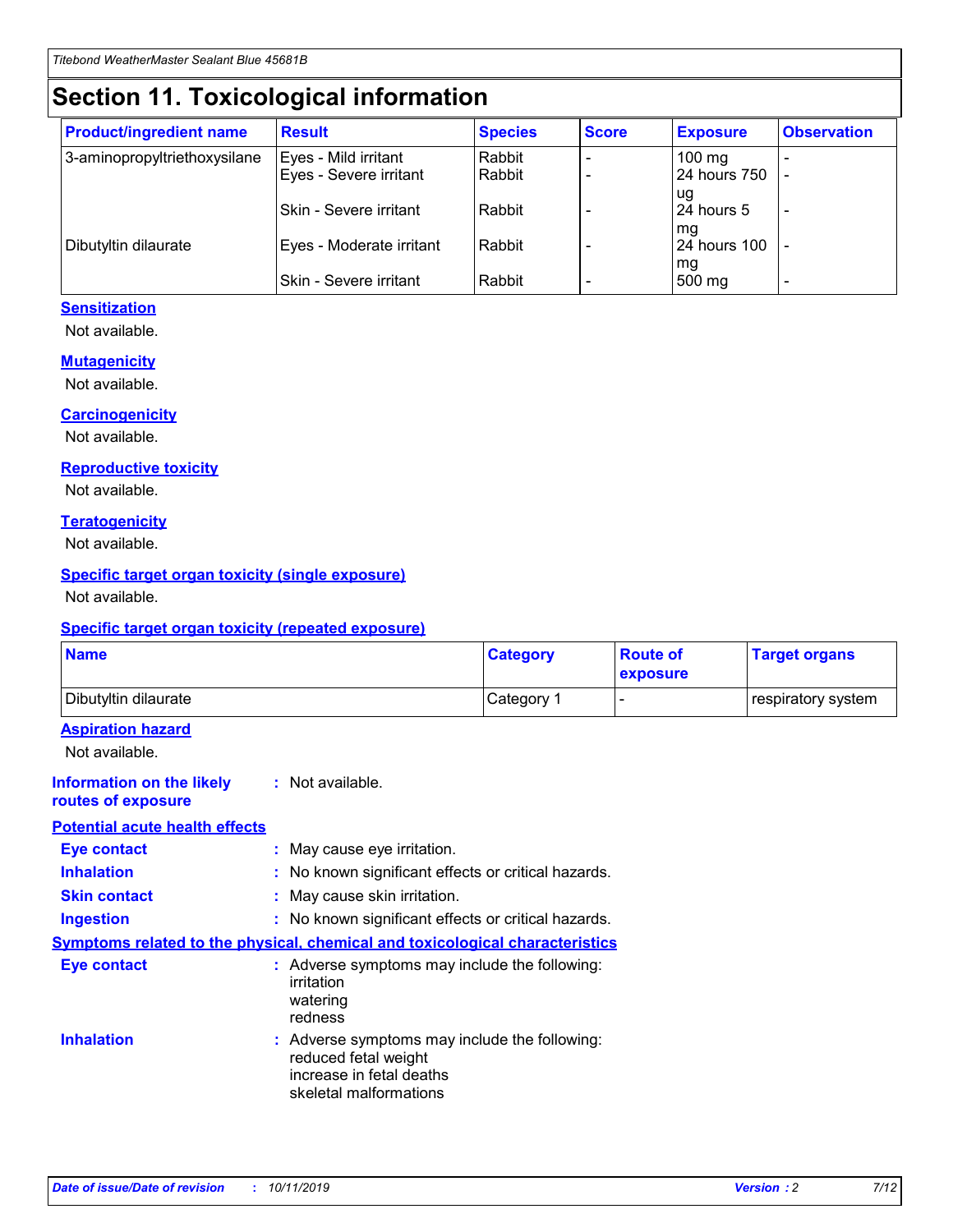# Section 11. Toxicological information

| Product/ingredient name | Result | Species | Score | Exposure | Observation |
|---|---|---|---|---|---|
| 3-aminopropyltriethoxysilane | Eyes - Mild irritant | Rabbit | - | 100 mg | - |
| | Eyes - Severe irritant | Rabbit | - | 24 hours 750 ug | - |
| | Skin - Severe irritant | Rabbit | - | 24 hours 5 mg | - |
| Dibutyltin dilaurate | Eyes - Moderate irritant | Rabbit | - | 24 hours 100 mg | - |
| | Skin - Severe irritant | Rabbit | - | 500 mg | - |

### Sensitization

Not available.

### Mutagenicity

Not available.

### Carcinogenicity

Not available.

### Reproductive toxicity

Not available.

### Teratogenicity

Not available.

### Specific target organ toxicity (single exposure)

Not available.

### Specific target organ toxicity (repeated exposure)

| Name | Category | Route of exposure | Target organs |
|---|---|---|---|
| Dibutyltin dilaurate | Category 1 | - | respiratory system |

### Aspiration hazard

Not available.

**Information on the likely routes of exposure** : Not available.

### Potential acute health effects

**Eye contact** : May cause eye irritation.

**Inhalation** : No known significant effects or critical hazards.

**Skin contact** : May cause skin irritation.

**Ingestion** : No known significant effects or critical hazards.

### Symptoms related to the physical, chemical and toxicological characteristics

**Eye contact** : Adverse symptoms may include the following:
irritation
watering
redness

**Inhalation** : Adverse symptoms may include the following:
reduced fetal weight
increase in fetal deaths
skeletal malformations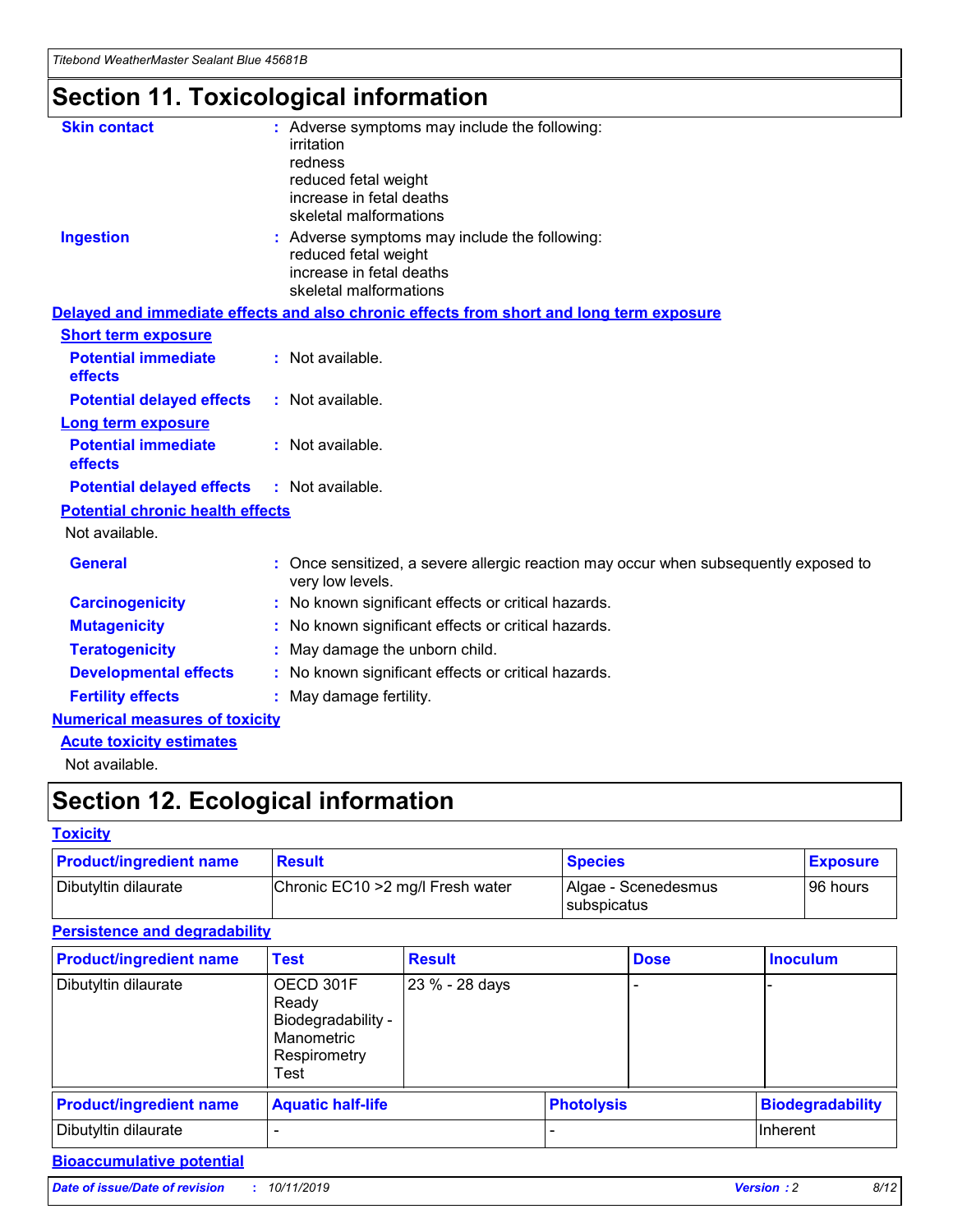# Section 11. Toxicological information

**Skin contact** : Adverse symptoms may include the following:
irritation
redness
reduced fetal weight
increase in fetal deaths
skeletal malformations

**Ingestion** : Adverse symptoms may include the following:
reduced fetal weight
increase in fetal deaths
skeletal malformations

**Delayed and immediate effects and also chronic effects from short and long term exposure**

**Short term exposure**

**Potential immediate effects** : Not available.

**Potential delayed effects** : Not available.

**Long term exposure**

**Potential immediate effects** : Not available.

**Potential delayed effects** : Not available.

**Potential chronic health effects**

Not available.

**General** : Once sensitized, a severe allergic reaction may occur when subsequently exposed to very low levels.

**Carcinogenicity** : No known significant effects or critical hazards.

**Mutagenicity** : No known significant effects or critical hazards.

**Teratogenicity** : May damage the unborn child.

**Developmental effects** : No known significant effects or critical hazards.

**Fertility effects** : May damage fertility.

**Numerical measures of toxicity**

**Acute toxicity estimates**

Not available.

# Section 12. Ecological information

**Toxicity**

| Product/ingredient name | Result | Species | Exposure |
|---|---|---|---|
| Dibutyltin dilaurate | Chronic EC10 >2 mg/l Fresh water | Algae - Scenedesmus subspicatus | 96 hours |

**Persistence and degradability**

| Product/ingredient name | Test | Result | Dose | Inoculum |
|---|---|---|---|---|
| Dibutyltin dilaurate | OECD 301F Ready Biodegradability - Manometric Respirometry Test | 23 % - 28 days | - | - |

| Product/ingredient name | Aquatic half-life | Photolysis | Biodegradability |
|---|---|---|---|
| Dibutyltin dilaurate | - | - | Inherent |

**Bioaccumulative potential**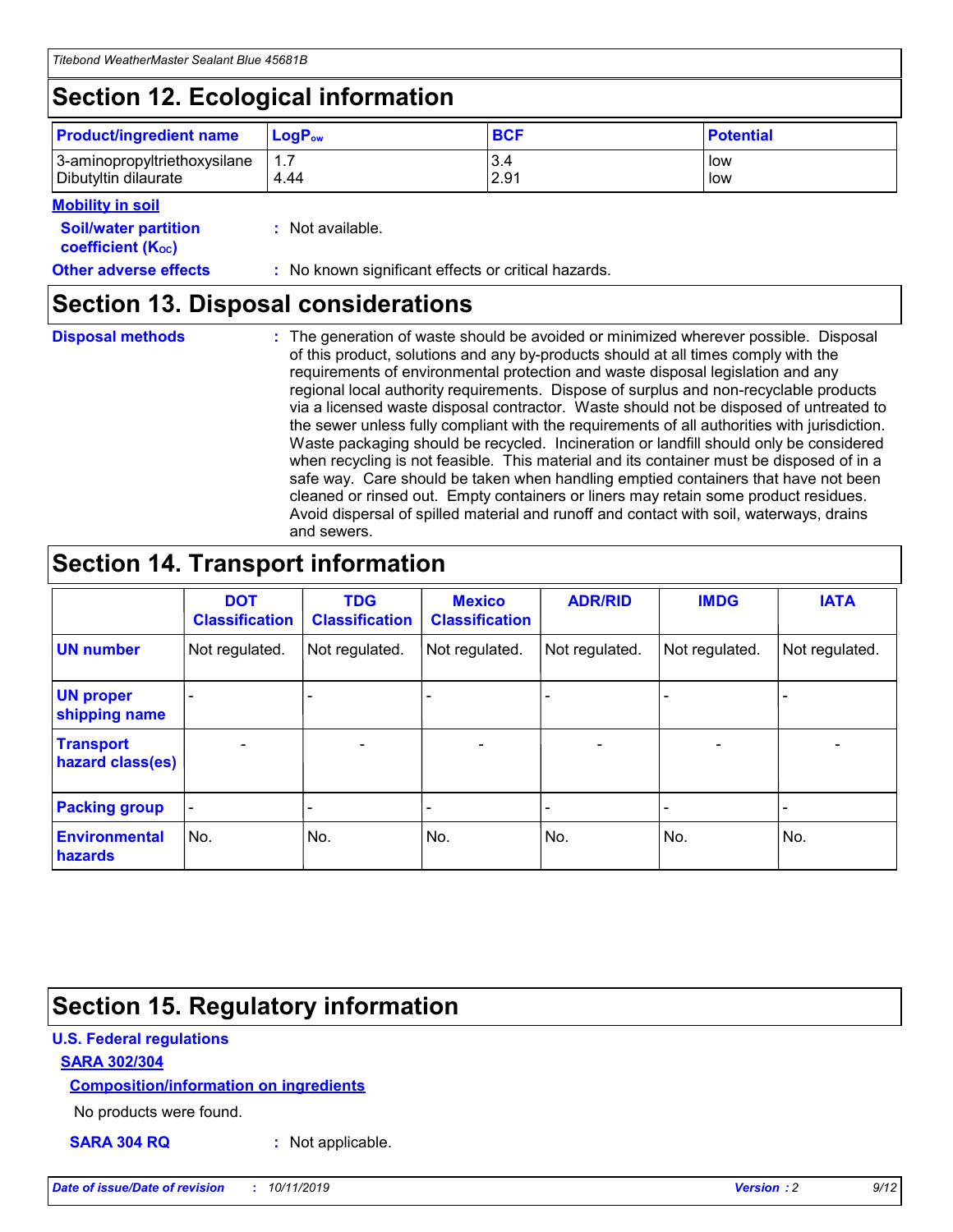## Section 12. Ecological information

| Product/ingredient name | $LogP_{ow}$ | BCF | Potential |
|---|---|---|---|
| 3-aminopropyltriethoxysilane | 1.7 | 3.4 | low |
| Dibutyltin dilaurate | 4.44 | 2.91 | low |

**Mobility in soil**

**Soil/water partition coefficient ($K_{OC}$)** : Not available.

**Other adverse effects** : No known significant effects or critical hazards.

## Section 13. Disposal considerations

**Disposal methods** : The generation of waste should be avoided or minimized wherever possible. Disposal of this product, solutions and any by-products should at all times comply with the requirements of environmental protection and waste disposal legislation and any regional local authority requirements. Dispose of surplus and non-recyclable products via a licensed waste disposal contractor. Waste should not be disposed of untreated to the sewer unless fully compliant with the requirements of all authorities with jurisdiction. Waste packaging should be recycled. Incineration or landfill should only be considered when recycling is not feasible. This material and its container must be disposed of in a safe way. Care should be taken when handling emptied containers that have not been cleaned or rinsed out. Empty containers or liners may retain some product residues. Avoid dispersal of spilled material and runoff and contact with soil, waterways, drains and sewers.

## Section 14. Transport information

| | DOT Classification | TDG Classification | Mexico Classification | ADR/RID | IMDG | IATA |
|---|---|---|---|---|---|---|
| UN number | Not regulated. | Not regulated. | Not regulated. | Not regulated. | Not regulated. | Not regulated. |
| UN proper shipping name | - | - | - | - | - | - |
| Transport hazard class(es) | - | - | - | - | - | - |
| Packing group | - | - | - | - | - | - |
| Environmental hazards | No. | No. | No. | No. | No. | No. |

## Section 15. Regulatory information

**U.S. Federal regulations**

**SARA 302/304**

**Composition/information on ingredients**

No products were found.

**SARA 304 RQ** : Not applicable.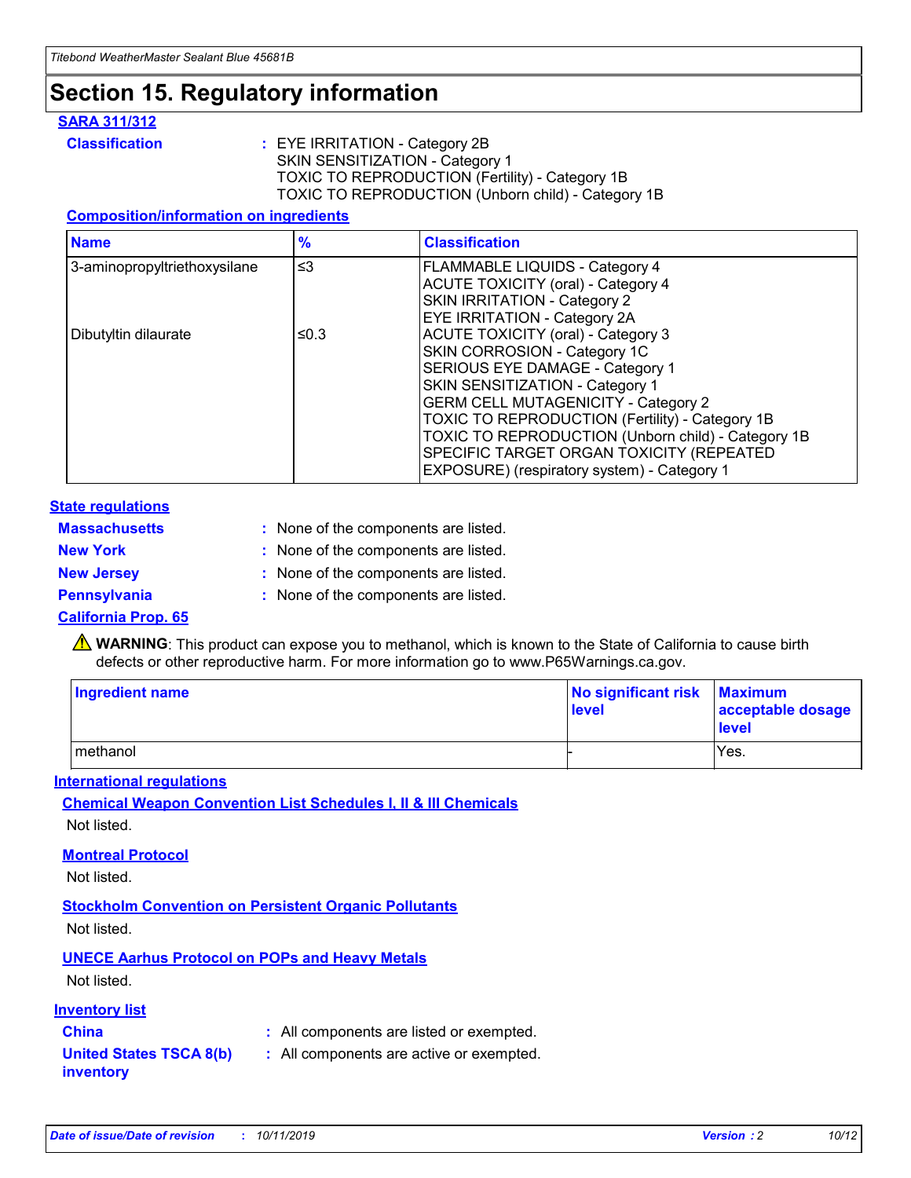# Section 15. Regulatory information

## SARA 311/312

**Classification** : EYE IRRITATION - Category 2B
SKIN SENSITIZATION - Category 1
TOXIC TO REPRODUCTION (Fertility) - Category 1B
TOXIC TO REPRODUCTION (Unborn child) - Category 1B

### Composition/information on ingredients

| Name | % | Classification |
|---|---|---|
| 3-aminopropyltriethoxysilane | ≤3 | FLAMMABLE LIQUIDS - Category 4<br>ACUTE TOXICITY (oral) - Category 4<br>SKIN IRRITATION - Category 2<br>EYE IRRITATION - Category 2A |
| Dibutyltin dilaurate | ≤0.3 | ACUTE TOXICITY (oral) - Category 3<br>SKIN CORROSION - Category 1C<br>SERIOUS EYE DAMAGE - Category 1<br>SKIN SENSITIZATION - Category 1<br>GERM CELL MUTAGENICITY - Category 2<br>TOXIC TO REPRODUCTION (Fertility) - Category 1B<br>TOXIC TO REPRODUCTION (Unborn child) - Category 1B<br>SPECIFIC TARGET ORGAN TOXICITY (REPEATED EXPOSURE) (respiratory system) - Category 1 |

## State regulations

**Massachusetts** : None of the components are listed.

**New York** : None of the components are listed.

**New Jersey** : None of the components are listed.

**Pennsylvania** : None of the components are listed.

## California Prop. 65

⚠ **WARNING**: This product can expose you to methanol, which is known to the State of California to cause birth defects or other reproductive harm. For more information go to www.P65Warnings.ca.gov.

| Ingredient name | No significant risk level | Maximum acceptable dosage level |
|---|---|---|
| methanol | - | Yes. |

## International regulations

### Chemical Weapon Convention List Schedules I, II & III Chemicals

Not listed.

### Montreal Protocol

Not listed.

### Stockholm Convention on Persistent Organic Pollutants

Not listed.

### UNECE Aarhus Protocol on POPs and Heavy Metals

Not listed.

## Inventory list

**China** : All components are listed or exempted.

**United States TSCA 8(b) inventory** : All components are active or exempted.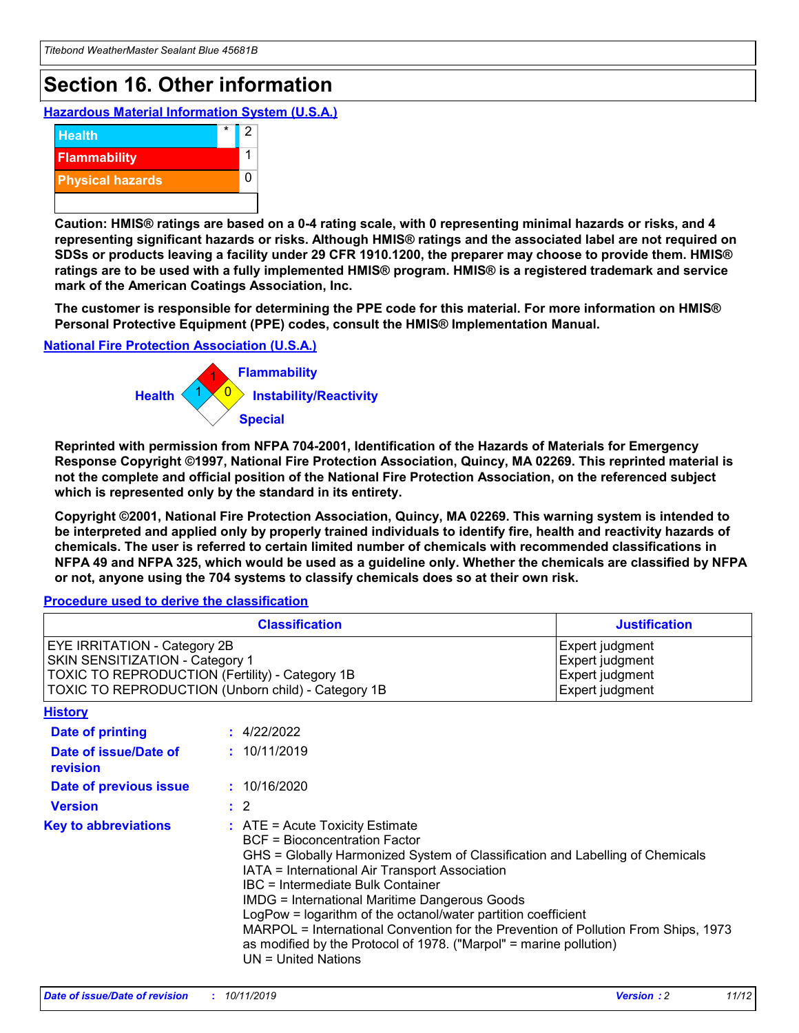# Section 16. Other information

### Hazardous Material Information System (U.S.A.)

| | | |
|---|---|---|
| Health | * | 2 |
| Flammability | | 1 |
| Physical hazards | | 0 |
| | | |

**Caution: HMIS® ratings are based on a 0-4 rating scale, with 0 representing minimal hazards or risks, and 4 representing significant hazards or risks. Although HMIS® ratings and the associated label are not required on SDSs or products leaving a facility under 29 CFR 1910.1200, the preparer may choose to provide them. HMIS® ratings are to be used with a fully implemented HMIS® program. HMIS® is a registered trademark and service mark of the American Coatings Association, Inc.**

**The customer is responsible for determining the PPE code for this material. For more information on HMIS® Personal Protective Equipment (PPE) codes, consult the HMIS® Implementation Manual.**

### National Fire Protection Association (U.S.A.)

Flammability: 1
Health: 1
Instability/Reactivity: 0
Special:

**Reprinted with permission from NFPA 704-2001, Identification of the Hazards of Materials for Emergency Response Copyright ©1997, National Fire Protection Association, Quincy, MA 02269. This reprinted material is not the complete and official position of the National Fire Protection Association, on the referenced subject which is represented only by the standard in its entirety.**

**Copyright ©2001, National Fire Protection Association, Quincy, MA 02269. This warning system is intended to be interpreted and applied only by properly trained individuals to identify fire, health and reactivity hazards of chemicals. The user is referred to certain limited number of chemicals with recommended classifications in NFPA 49 and NFPA 325, which would be used as a guideline only. Whether the chemicals are classified by NFPA or not, anyone using the 704 systems to classify chemicals does so at their own risk.**

### Procedure used to derive the classification

| Classification | Justification |
|---|---|
| EYE IRRITATION - Category 2B | Expert judgment |
| SKIN SENSITIZATION - Category 1 | Expert judgment |
| TOXIC TO REPRODUCTION (Fertility) - Category 1B | Expert judgment |
| TOXIC TO REPRODUCTION (Unborn child) - Category 1B | Expert judgment |

### History

**Date of printing** : 4/22/2022

**Date of issue/Date of revision** : 10/11/2019

**Date of previous issue** : 10/16/2020

**Version** : 2

**Key to abbreviations** :
ATE = Acute Toxicity Estimate
BCF = Bioconcentration Factor
GHS = Globally Harmonized System of Classification and Labelling of Chemicals
IATA = International Air Transport Association
IBC = Intermediate Bulk Container
IMDG = International Maritime Dangerous Goods
LogPow = logarithm of the octanol/water partition coefficient
MARPOL = International Convention for the Prevention of Pollution From Ships, 1973 as modified by the Protocol of 1978. ("Marpol" = marine pollution)
UN = United Nations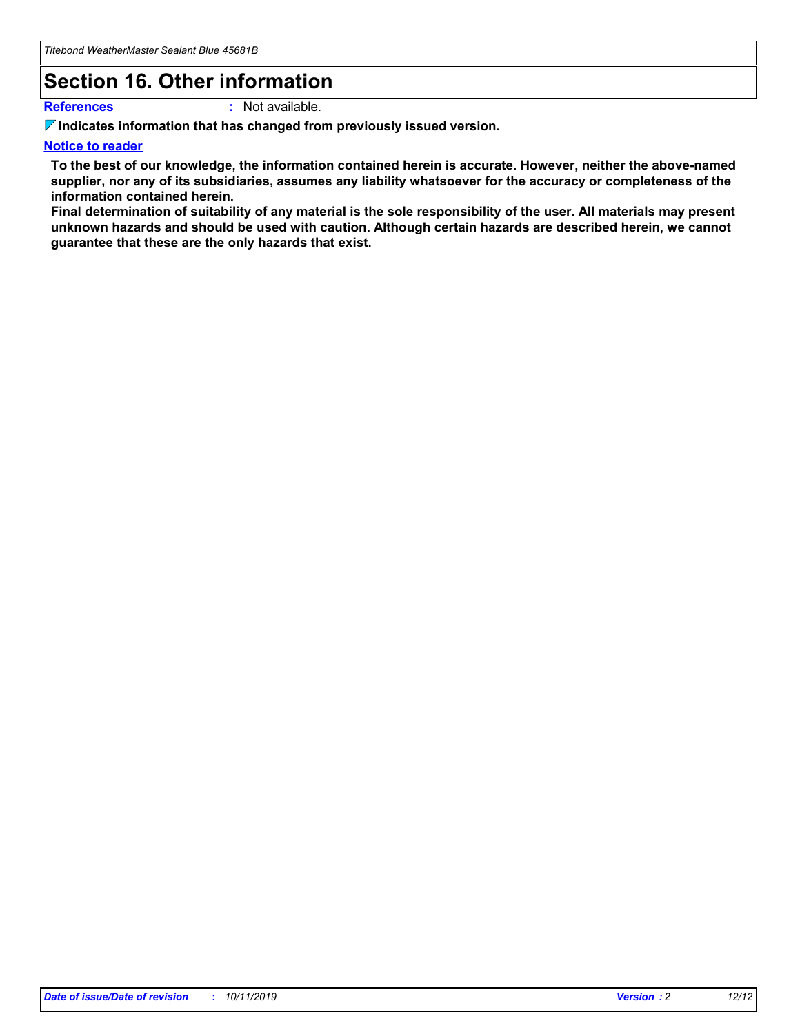# Section 16. Other information

**References** : Not available.

**Indicates information that has changed from previously issued version.**

**Notice to reader**

**To the best of our knowledge, the information contained herein is accurate. However, neither the above-named supplier, nor any of its subsidiaries, assumes any liability whatsoever for the accuracy or completeness of the information contained herein.**

**Final determination of suitability of any material is the sole responsibility of the user. All materials may present unknown hazards and should be used with caution. Although certain hazards are described herein, we cannot guarantee that these are the only hazards that exist.**